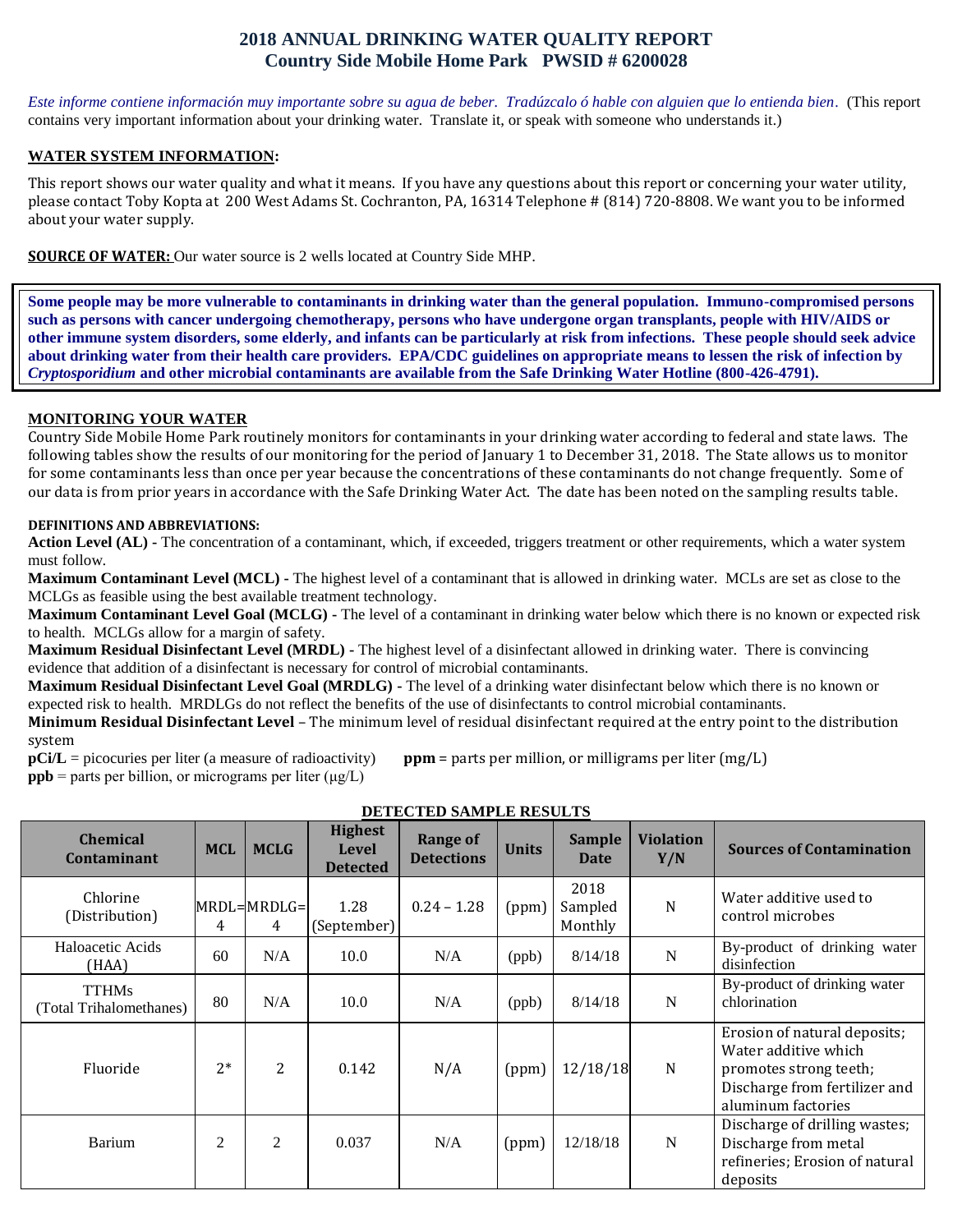# 2018 ANNUAL DRINKING WATER QUALITY REPORT
## Country Side Mobile Home Park PWSID # 6200028

*Este informe contiene información muy importante sobre su agua de beber. Tradúzcalo ó hable con alguien que lo entienda bien*. (This report contains very important information about your drinking water. Translate it, or speak with someone who understands it.)

**WATER SYSTEM INFORMATION:**

This report shows our water quality and what it means. If you have any questions about this report or concerning your water utility, please contact Toby Kopta at 200 West Adams St. Cochranton, PA, 16314 Telephone # (814) 720-8808. We want you to be informed about your water supply.

**SOURCE OF WATER:** Our water source is 2 wells located at Country Side MHP.

**Some people may be more vulnerable to contaminants in drinking water than the general population. Immuno-compromised persons such as persons with cancer undergoing chemotherapy, persons who have undergone organ transplants, people with HIV/AIDS or other immune system disorders, some elderly, and infants can be particularly at risk from infections. These people should seek advice about drinking water from their health care providers. EPA/CDC guidelines on appropriate means to lessen the risk of infection by *Cryptosporidium* and other microbial contaminants are available from the Safe Drinking Water Hotline (800-426-4791).**

**MONITORING YOUR WATER**

Country Side Mobile Home Park routinely monitors for contaminants in your drinking water according to federal and state laws. The following tables show the results of our monitoring for the period of January 1 to December 31, 2018. The State allows us to monitor for some contaminants less than once per year because the concentrations of these contaminants do not change frequently. Some of our data is from prior years in accordance with the Safe Drinking Water Act. The date has been noted on the sampling results table.

**DEFINITIONS AND ABBREVIATIONS:**

**Action Level (AL) -** The concentration of a contaminant, which, if exceeded, triggers treatment or other requirements, which a water system must follow.

**Maximum Contaminant Level (MCL) -** The highest level of a contaminant that is allowed in drinking water. MCLs are set as close to the MCLGs as feasible using the best available treatment technology.

**Maximum Contaminant Level Goal (MCLG) -** The level of a contaminant in drinking water below which there is no known or expected risk to health. MCLGs allow for a margin of safety.

**Maximum Residual Disinfectant Level (MRDL) -** The highest level of a disinfectant allowed in drinking water. There is convincing evidence that addition of a disinfectant is necessary for control of microbial contaminants.

**Maximum Residual Disinfectant Level Goal (MRDLG) -** The level of a drinking water disinfectant below which there is no known or expected risk to health. MRDLGs do not reflect the benefits of the use of disinfectants to control microbial contaminants.

**Minimum Residual Disinfectant Level** – The minimum level of residual disinfectant required at the entry point to the distribution system

**pCi/L** = picocuries per liter (a measure of radioactivity) **ppm** = parts per million, or milligrams per liter (mg/L)

**ppb** = parts per billion, or micrograms per liter (μg/L)

**DETECTED SAMPLE RESULTS**

| Chemical Contaminant | MCL | MCLG | Highest Level Detected | Range of Detections | Units | Sample Date | Violation Y/N | Sources of Contamination |
|---|---|---|---|---|---|---|---|---|
| Chlorine (Distribution) | MRDL= 4 | MRDLG= 4 | 1.28 (September) | 0.24 – 1.28 | (ppm) | 2018 Sampled Monthly | N | Water additive used to control microbes |
| Haloacetic Acids (HAA) | 60 | N/A | 10.0 | N/A | (ppb) | 8/14/18 | N | By-product of drinking water disinfection |
| TTHMs (Total Trihalomethanes) | 80 | N/A | 10.0 | N/A | (ppb) | 8/14/18 | N | By-product of drinking water chlorination |
| Fluoride | 2* | 2 | 0.142 | N/A | (ppm) | 12/18/18 | N | Erosion of natural deposits; Water additive which promotes strong teeth; Discharge from fertilizer and aluminum factories |
| Barium | 2 | 2 | 0.037 | N/A | (ppm) | 12/18/18 | N | Discharge of drilling wastes; Discharge from metal refineries; Erosion of natural deposits |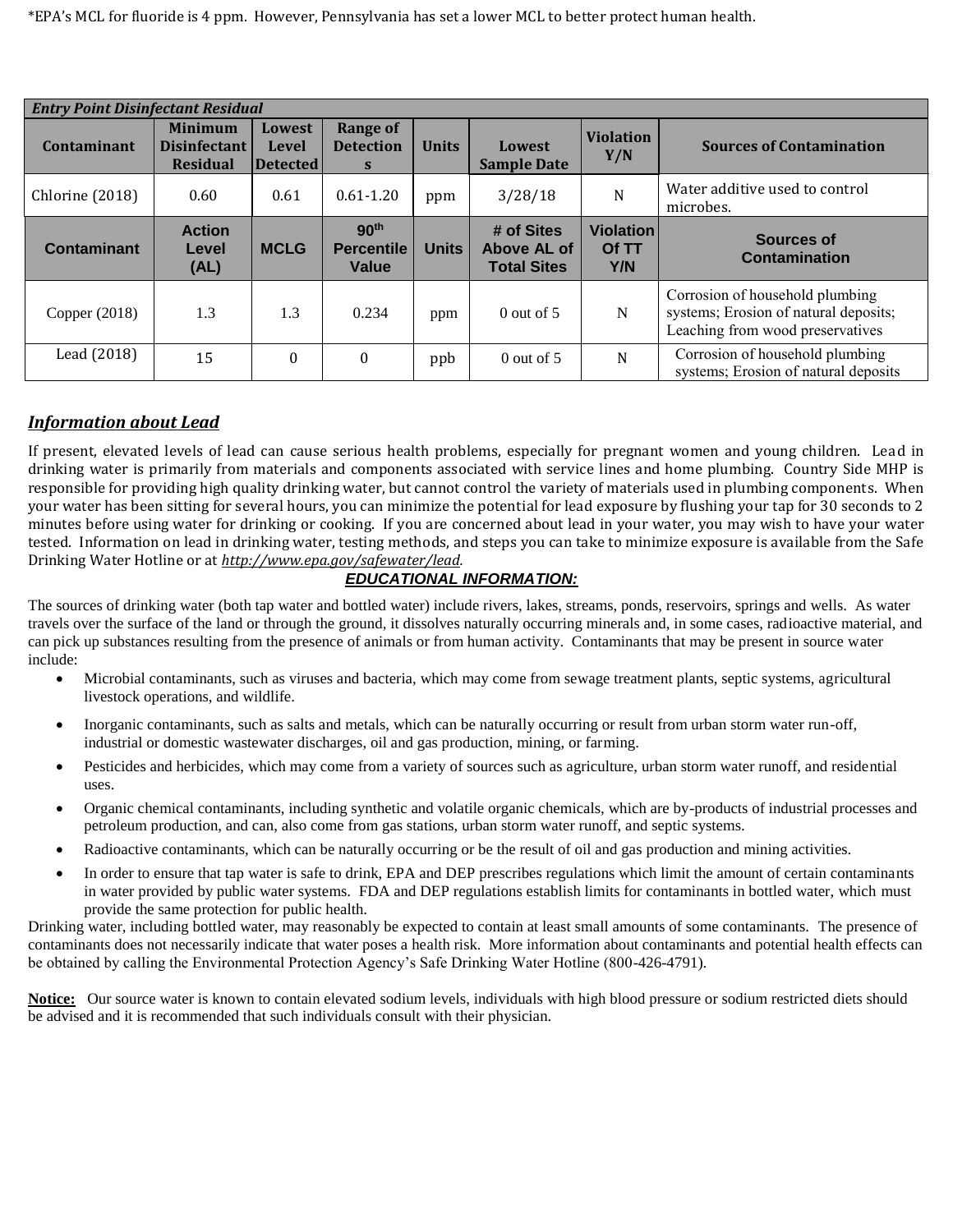*EPA's MCL for fluoride is 4 ppm. However, Pennsylvania has set a lower MCL to better protect human health.

| Entry Point Disinfectant Residual | | | | | | | |
|---|---|---|---|---|---|---|---|
| **Contaminant** | **Minimum Disinfectant Residual** | **Lowest Level Detected** | **Range of Detections** | **Units** | **Lowest Sample Date** | **Violation Y/N** | **Sources of Contamination** |
| Chlorine (2018) | 0.60 | 0.61 | 0.61-1.20 | ppm | 3/28/18 | N | Water additive used to control microbes. |

| Contaminant | Action Level (AL) | MCLG | 90th Percentile Value | Units | # of Sites Above AL of Total Sites | Violation Of TT Y/N | Sources of Contamination |
|---|---|---|---|---|---|---|---|
| Copper (2018) | 1.3 | 1.3 | 0.234 | ppm | 0 out of 5 | N | Corrosion of household plumbing systems; Erosion of natural deposits; Leaching from wood preservatives |
| Lead (2018) | 15 | 0 | 0 | ppb | 0 out of 5 | N | Corrosion of household plumbing systems; Erosion of natural deposits |

## *Information about Lead*

If present, elevated levels of lead can cause serious health problems, especially for pregnant women and young children. Lead in drinking water is primarily from materials and components associated with service lines and home plumbing. Country Side MHP is responsible for providing high quality drinking water, but cannot control the variety of materials used in plumbing components. When your water has been sitting for several hours, you can minimize the potential for lead exposure by flushing your tap for 30 seconds to 2 minutes before using water for drinking or cooking. If you are concerned about lead in your water, you may wish to have your water tested. Information on lead in drinking water, testing methods, and steps you can take to minimize exposure is available from the Safe Drinking Water Hotline or at *http://www.epa.gov/safewater/lead.*

## *EDUCATIONAL INFORMATION:*

The sources of drinking water (both tap water and bottled water) include rivers, lakes, streams, ponds, reservoirs, springs and wells. As water travels over the surface of the land or through the ground, it dissolves naturally occurring minerals and, in some cases, radioactive material, and can pick up substances resulting from the presence of animals or from human activity. Contaminants that may be present in source water include:

- Microbial contaminants, such as viruses and bacteria, which may come from sewage treatment plants, septic systems, agricultural livestock operations, and wildlife.
- Inorganic contaminants, such as salts and metals, which can be naturally occurring or result from urban storm water run-off, industrial or domestic wastewater discharges, oil and gas production, mining, or farming.
- Pesticides and herbicides, which may come from a variety of sources such as agriculture, urban storm water runoff, and residential uses.
- Organic chemical contaminants, including synthetic and volatile organic chemicals, which are by-products of industrial processes and petroleum production, and can, also come from gas stations, urban storm water runoff, and septic systems.
- Radioactive contaminants, which can be naturally occurring or be the result of oil and gas production and mining activities.
- In order to ensure that tap water is safe to drink, EPA and DEP prescribes regulations which limit the amount of certain contaminants in water provided by public water systems. FDA and DEP regulations establish limits for contaminants in bottled water, which must provide the same protection for public health.

Drinking water, including bottled water, may reasonably be expected to contain at least small amounts of some contaminants. The presence of contaminants does not necessarily indicate that water poses a health risk. More information about contaminants and potential health effects can be obtained by calling the Environmental Protection Agency's Safe Drinking Water Hotline (800-426-4791).

**Notice:** Our source water is known to contain elevated sodium levels, individuals with high blood pressure or sodium restricted diets should be advised and it is recommended that such individuals consult with their physician.